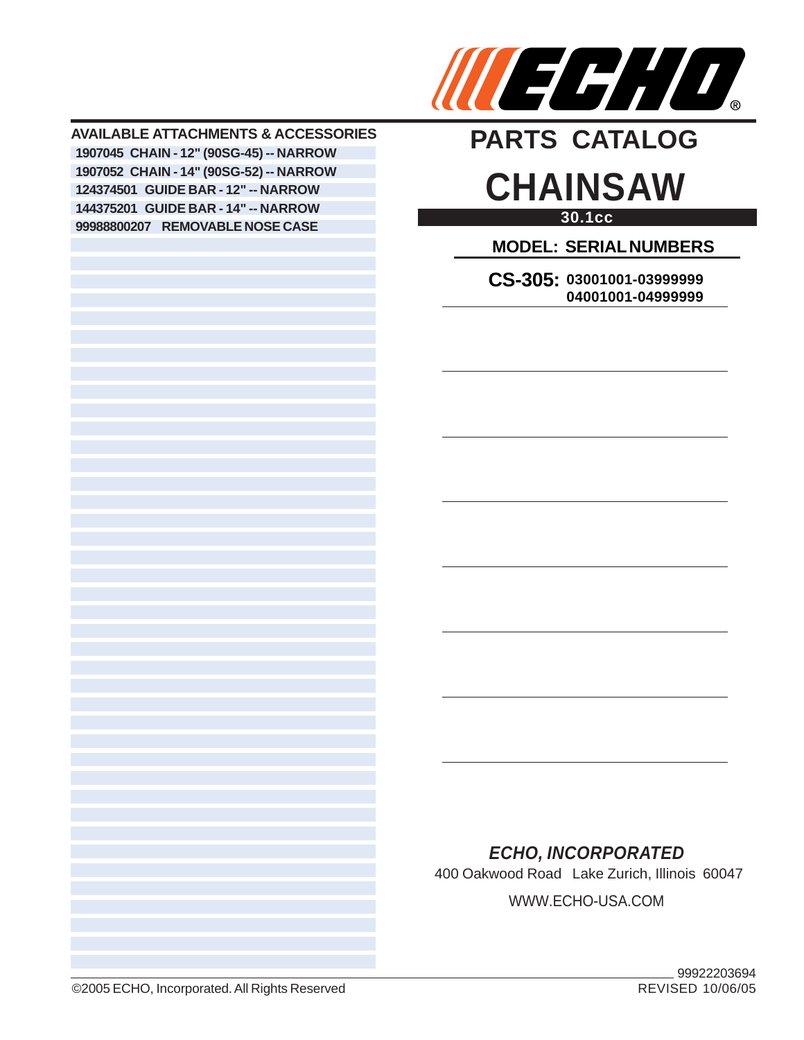ECHO®

# PARTS CATALOG

# CHAINSAW

**30.1cc**

## MODEL: SERIAL NUMBERS

**CS-305:** 03001001-03999999
04001001-04999999

## AVAILABLE ATTACHMENTS & ACCESSORIES

- 1907045 CHAIN - 12" (90SG-45) -- NARROW
- 1907052 CHAIN - 14" (90SG-52) -- NARROW
- 124374501 GUIDE BAR - 12" -- NARROW
- 144375201 GUIDE BAR - 14" -- NARROW
- 99988800207 REMOVABLE NOSE CASE

***ECHO, INCORPORATED***

400 Oakwood Road Lake Zurich, Illinois 60047

WWW.ECHO-USA.COM

99922203694
REVISED 10/06/05

©2005 ECHO, Incorporated. All Rights Reserved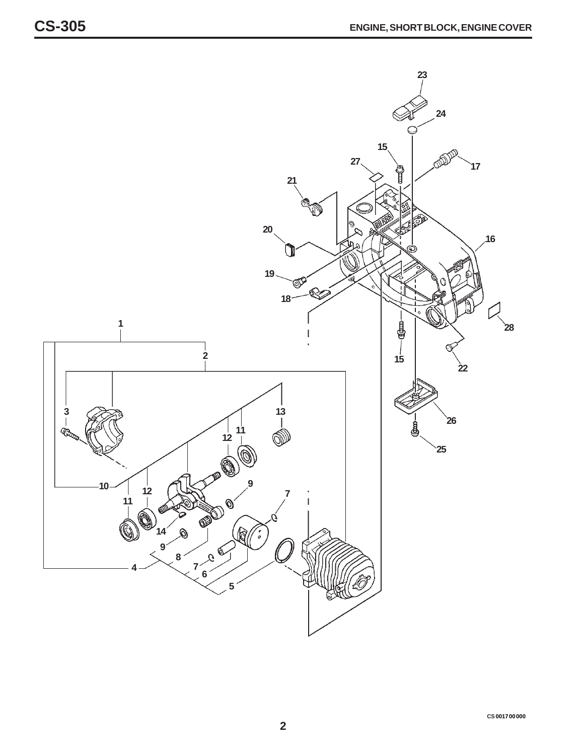# ENGINE, SHORT BLOCK, ENGINE COVER

CS001700000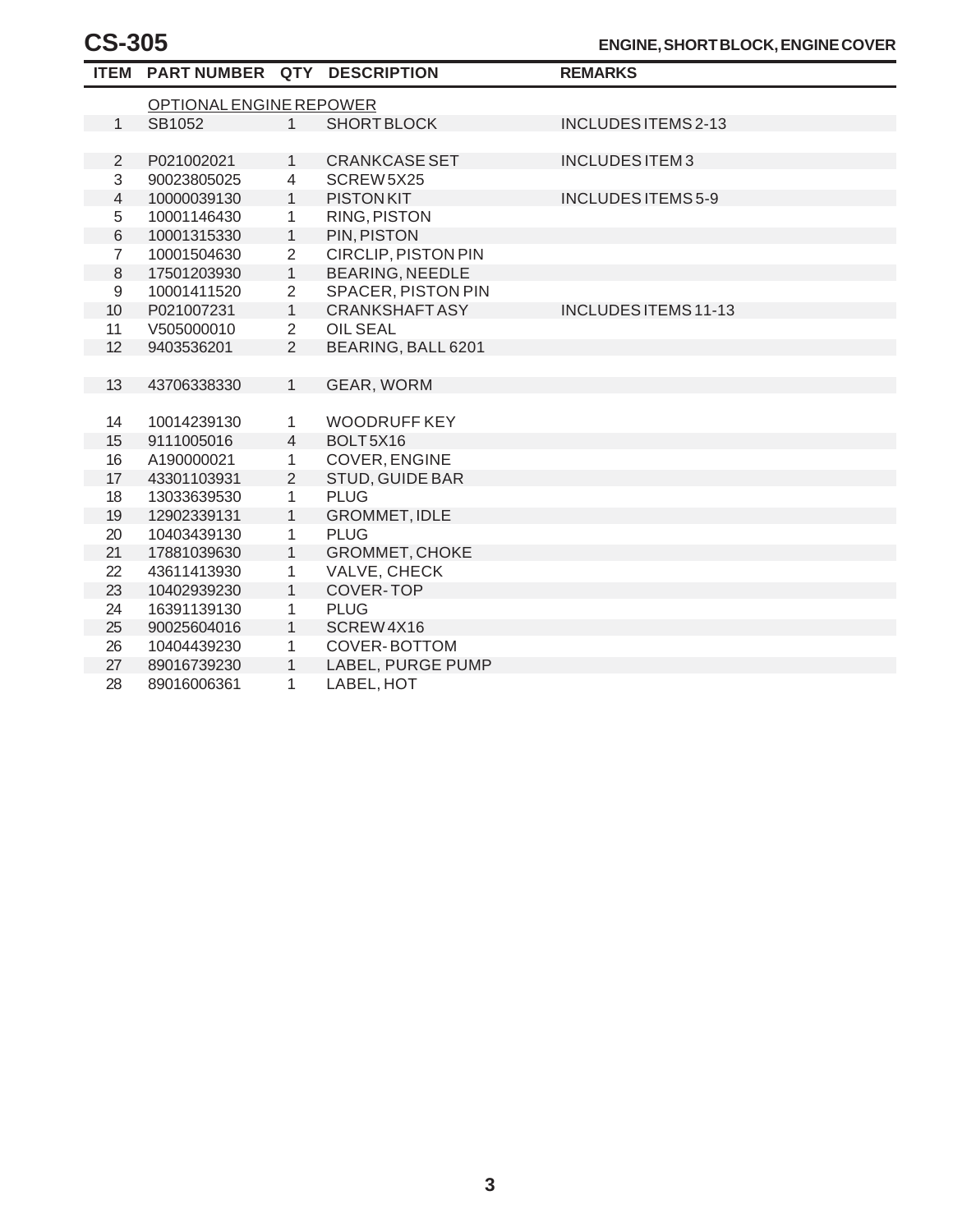# CS-305

## ENGINE, SHORT BLOCK, ENGINE COVER

| ITEM | PART NUMBER | QTY | DESCRIPTION | REMARKS |
|---|---|---|---|---|
| | OPTIONAL ENGINE REPOWER | | | |
| 1 | SB1052 | 1 | SHORT BLOCK | INCLUDES ITEMS 2-13 |
| | | | | |
| 2 | P021002021 | 1 | CRANKCASE SET | INCLUDES ITEM 3 |
| 3 | 90023805025 | 4 | SCREW 5X25 | |
| 4 | 10000039130 | 1 | PISTON KIT | INCLUDES ITEMS 5-9 |
| 5 | 10001146430 | 1 | RING, PISTON | |
| 6 | 10001315330 | 1 | PIN, PISTON | |
| 7 | 10001504630 | 2 | CIRCLIP, PISTON PIN | |
| 8 | 17501203930 | 1 | BEARING, NEEDLE | |
| 9 | 10001411520 | 2 | SPACER, PISTON PIN | |
| 10 | P021007231 | 1 | CRANKSHAFT ASY | INCLUDES ITEMS 11-13 |
| 11 | V505000010 | 2 | OIL SEAL | |
| 12 | 9403536201 | 2 | BEARING, BALL 6201 | |
| | | | | |
| 13 | 43706338330 | 1 | GEAR, WORM | |
| | | | | |
| 14 | 10014239130 | 1 | WOODRUFF KEY | |
| 15 | 9111005016 | 4 | BOLT 5X16 | |
| 16 | A190000021 | 1 | COVER, ENGINE | |
| 17 | 43301103931 | 2 | STUD, GUIDE BAR | |
| 18 | 13033639530 | 1 | PLUG | |
| 19 | 12902339131 | 1 | GROMMET, IDLE | |
| 20 | 10403439130 | 1 | PLUG | |
| 21 | 17881039630 | 1 | GROMMET, CHOKE | |
| 22 | 43611413930 | 1 | VALVE, CHECK | |
| 23 | 10402939230 | 1 | COVER-TOP | |
| 24 | 16391139130 | 1 | PLUG | |
| 25 | 90025604016 | 1 | SCREW 4X16 | |
| 26 | 10404439230 | 1 | COVER-BOTTOM | |
| 27 | 89016739230 | 1 | LABEL, PURGE PUMP | |
| 28 | 89016006361 | 1 | LABEL, HOT | |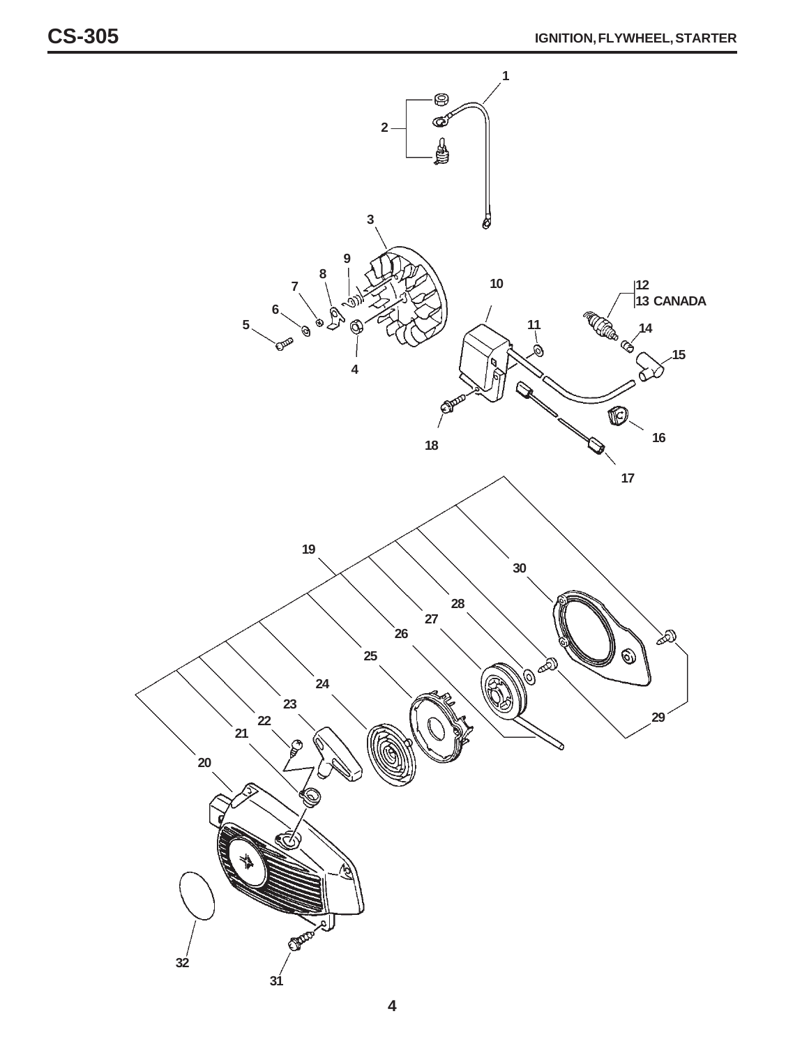## IGNITION, FLYWHEEL, STARTER

1
2
3
9
8
7
6
5
4
10
11
12
13 CANADA
14
15
16
17
18
19
30
28
27
26
25
24
23
22
21
20
29
32
31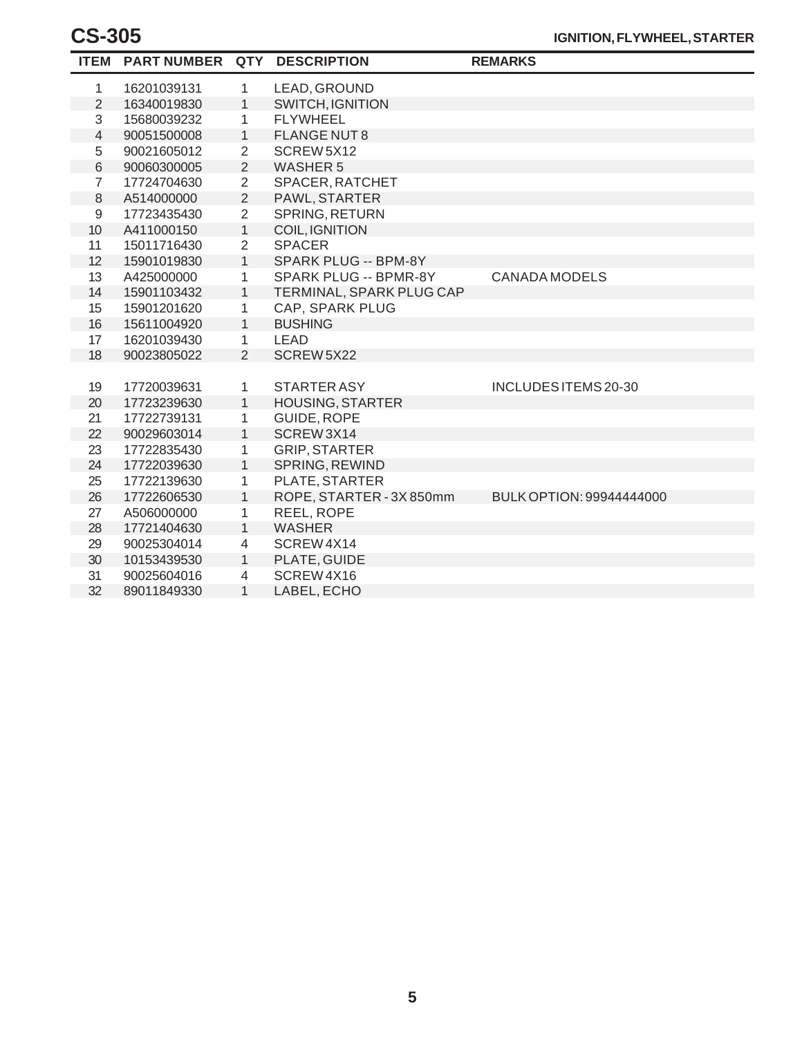# CS-305

## IGNITION, FLYWHEEL, STARTER

| ITEM | PART NUMBER | QTY | DESCRIPTION | REMARKS |
|---|---|---|---|---|
| 1 | 16201039131 | 1 | LEAD, GROUND | |
| 2 | 16340019830 | 1 | SWITCH, IGNITION | |
| 3 | 15680039232 | 1 | FLYWHEEL | |
| 4 | 90051500008 | 1 | FLANGE NUT 8 | |
| 5 | 90021605012 | 2 | SCREW 5X12 | |
| 6 | 90060300005 | 2 | WASHER 5 | |
| 7 | 17724704630 | 2 | SPACER, RATCHET | |
| 8 | A514000000 | 2 | PAWL, STARTER | |
| 9 | 17723435430 | 2 | SPRING, RETURN | |
| 10 | A411000150 | 1 | COIL, IGNITION | |
| 11 | 15011716430 | 2 | SPACER | |
| 12 | 15901019830 | 1 | SPARK PLUG -- BPM-8Y | |
| 13 | A425000000 | 1 | SPARK PLUG -- BPMR-8Y | CANADA MODELS |
| 14 | 15901103432 | 1 | TERMINAL, SPARK PLUG CAP | |
| 15 | 15901201620 | 1 | CAP, SPARK PLUG | |
| 16 | 15611004920 | 1 | BUSHING | |
| 17 | 16201039430 | 1 | LEAD | |
| 18 | 90023805022 | 2 | SCREW 5X22 | |
| 19 | 17720039631 | 1 | STARTER ASY | INCLUDES ITEMS 20-30 |
| 20 | 17723239630 | 1 | HOUSING, STARTER | |
| 21 | 17722739131 | 1 | GUIDE, ROPE | |
| 22 | 90029603014 | 1 | SCREW 3X14 | |
| 23 | 17722835430 | 1 | GRIP, STARTER | |
| 24 | 17722039630 | 1 | SPRING, REWIND | |
| 25 | 17722139630 | 1 | PLATE, STARTER | |
| 26 | 17722606530 | 1 | ROPE, STARTER - 3X 850mm | BULK OPTION: 99944444000 |
| 27 | A506000000 | 1 | REEL, ROPE | |
| 28 | 17721404630 | 1 | WASHER | |
| 29 | 90025304014 | 4 | SCREW 4X14 | |
| 30 | 10153439530 | 1 | PLATE, GUIDE | |
| 31 | 90025604016 | 4 | SCREW 4X16 | |
| 32 | 89011849330 | 1 | LABEL, ECHO | |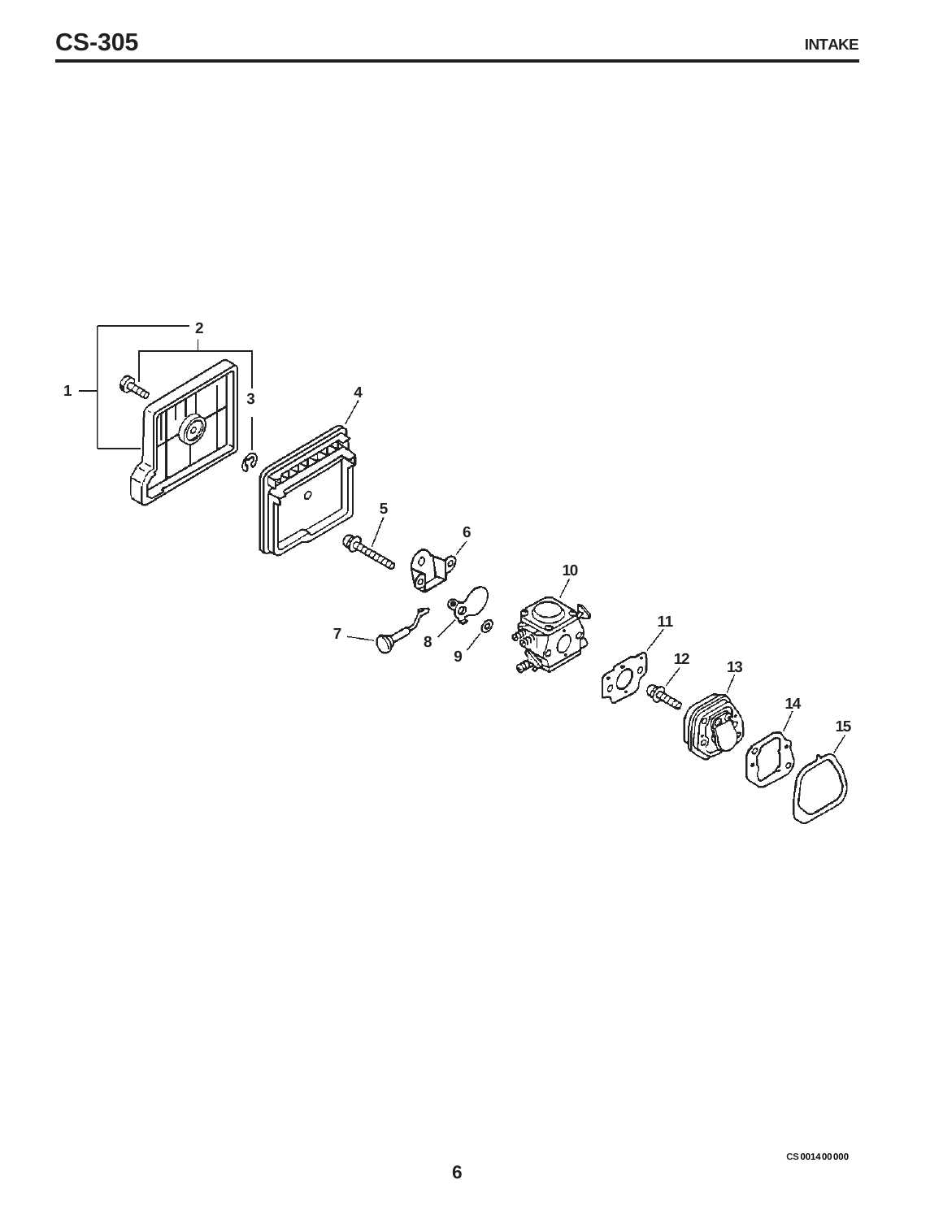# CS-305

## INTAKE

CS001400000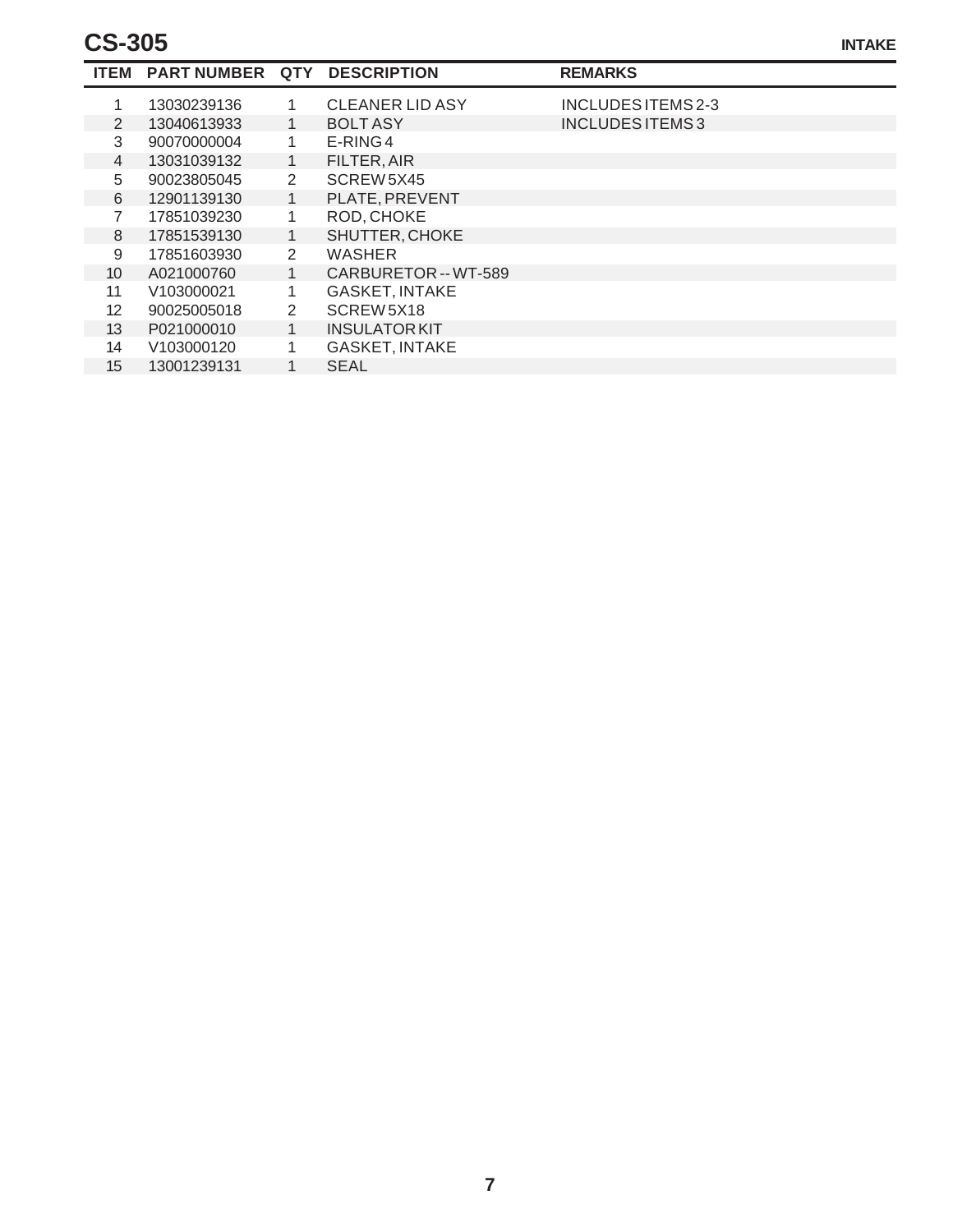# CS-305

## INTAKE

| ITEM | PART NUMBER | QTY | DESCRIPTION | REMARKS |
|---|---|---|---|---|
| 1 | 13030239136 | 1 | CLEANER LID ASY | INCLUDES ITEMS 2-3 |
| 2 | 13040613933 | 1 | BOLT ASY | INCLUDES ITEMS 3 |
| 3 | 90070000004 | 1 | E-RING 4 | |
| 4 | 13031039132 | 1 | FILTER, AIR | |
| 5 | 90023805045 | 2 | SCREW 5X45 | |
| 6 | 12901139130 | 1 | PLATE, PREVENT | |
| 7 | 17851039230 | 1 | ROD, CHOKE | |
| 8 | 17851539130 | 1 | SHUTTER, CHOKE | |
| 9 | 17851603930 | 2 | WASHER | |
| 10 | A021000760 | 1 | CARBURETOR -- WT-589 | |
| 11 | V103000021 | 1 | GASKET, INTAKE | |
| 12 | 90025005018 | 2 | SCREW 5X18 | |
| 13 | P021000010 | 1 | INSULATOR KIT | |
| 14 | V103000120 | 1 | GASKET, INTAKE | |
| 15 | 13001239131 | 1 | SEAL | |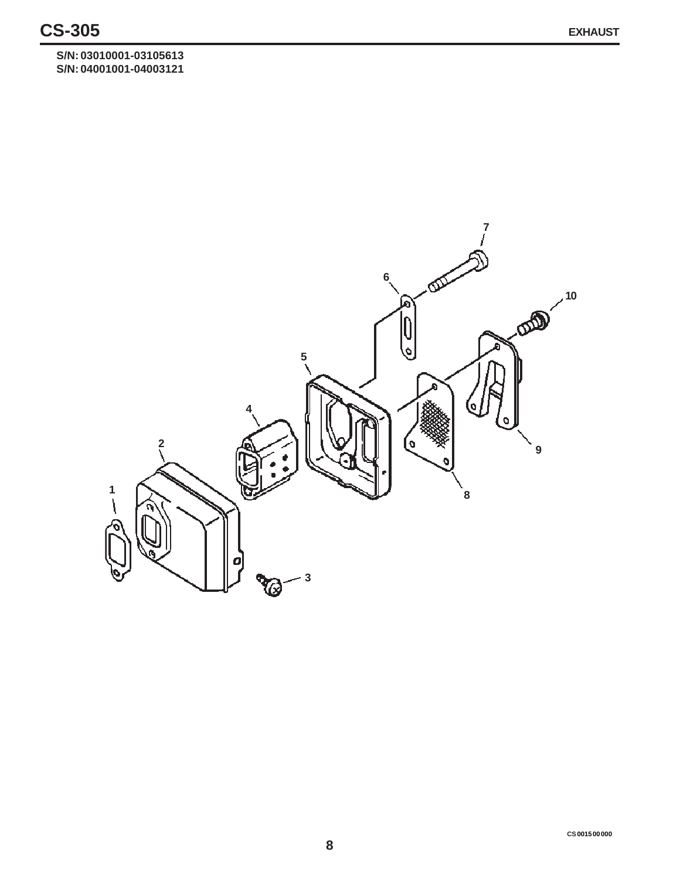# CS-305

## EXHAUST

**S/N: 03010001-03105613**
**S/N: 04001001-04003121**

7

6

10

5

4

2

9

1

8

3

CS001500000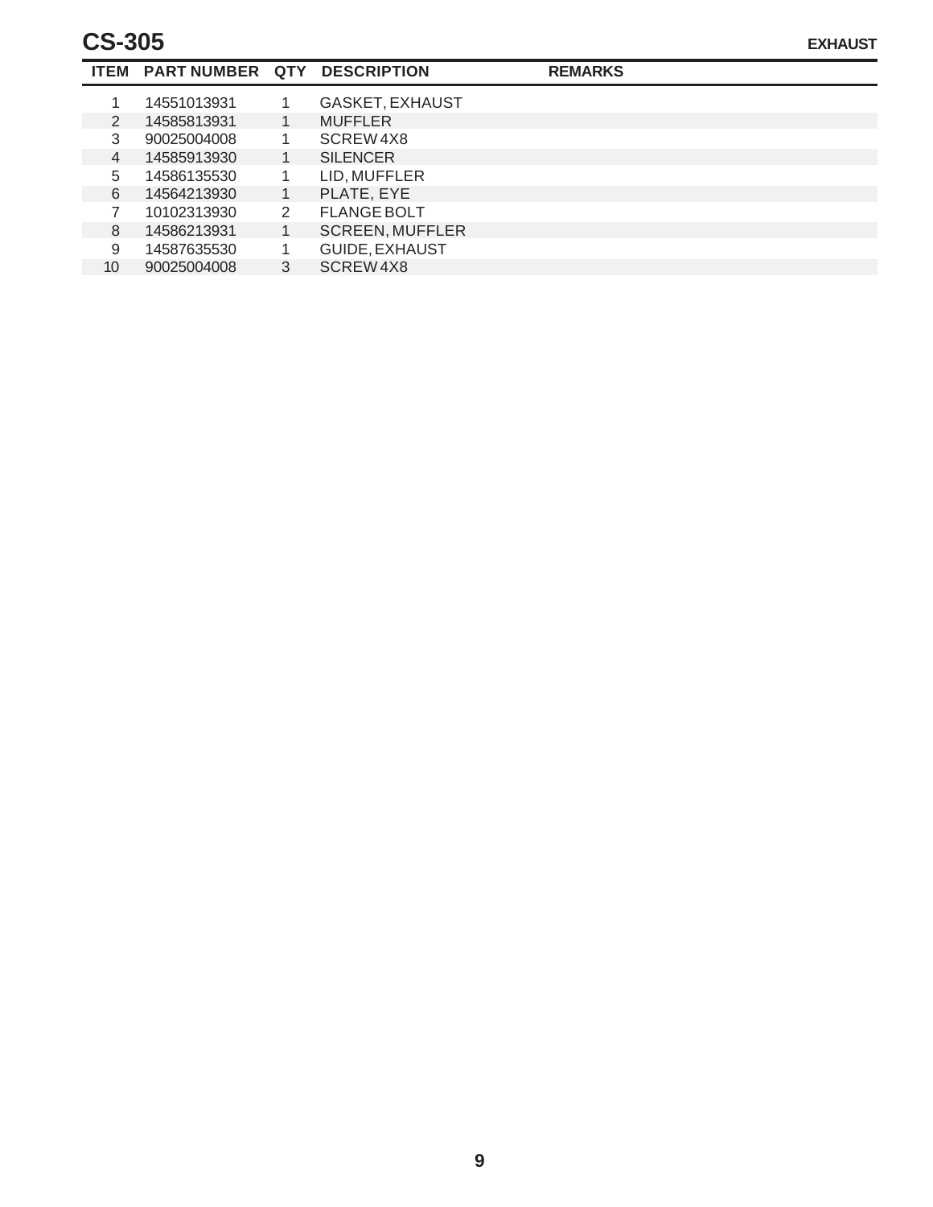# CS-305

## EXHAUST

| ITEM | PART NUMBER | QTY | DESCRIPTION | REMARKS |
|---|---|---|---|---|
| 1 | 14551013931 | 1 | GASKET, EXHAUST | |
| 2 | 14585813931 | 1 | MUFFLER | |
| 3 | 90025004008 | 1 | SCREW 4X8 | |
| 4 | 14585913930 | 1 | SILENCER | |
| 5 | 14586135530 | 1 | LID, MUFFLER | |
| 6 | 14564213930 | 1 | PLATE, EYE | |
| 7 | 10102313930 | 2 | FLANGE BOLT | |
| 8 | 14586213931 | 1 | SCREEN, MUFFLER | |
| 9 | 14587635530 | 1 | GUIDE, EXHAUST | |
| 10 | 90025004008 | 3 | SCREW 4X8 | |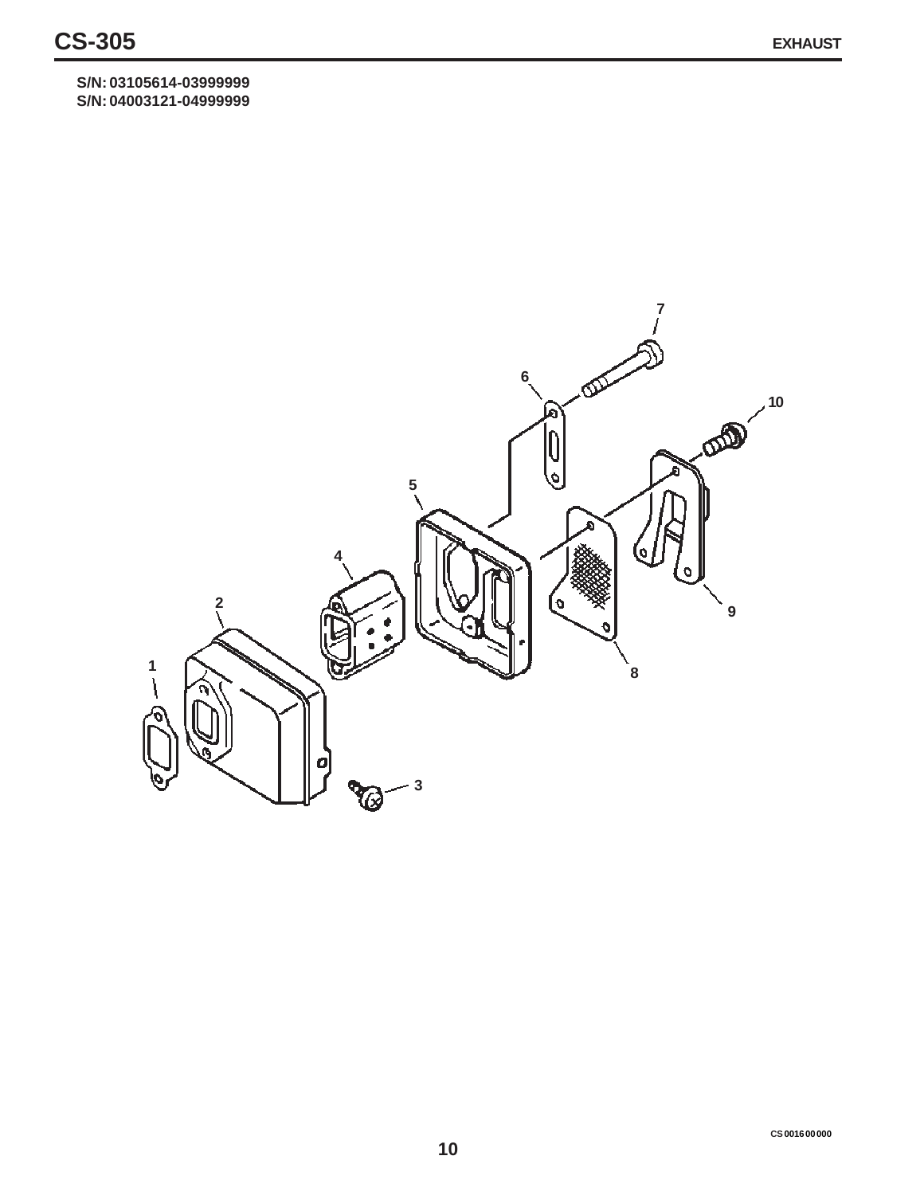# CS-305

## EXHAUST

**S/N: 03105614-03999999**
**S/N: 04003121-04999999**

CS001600000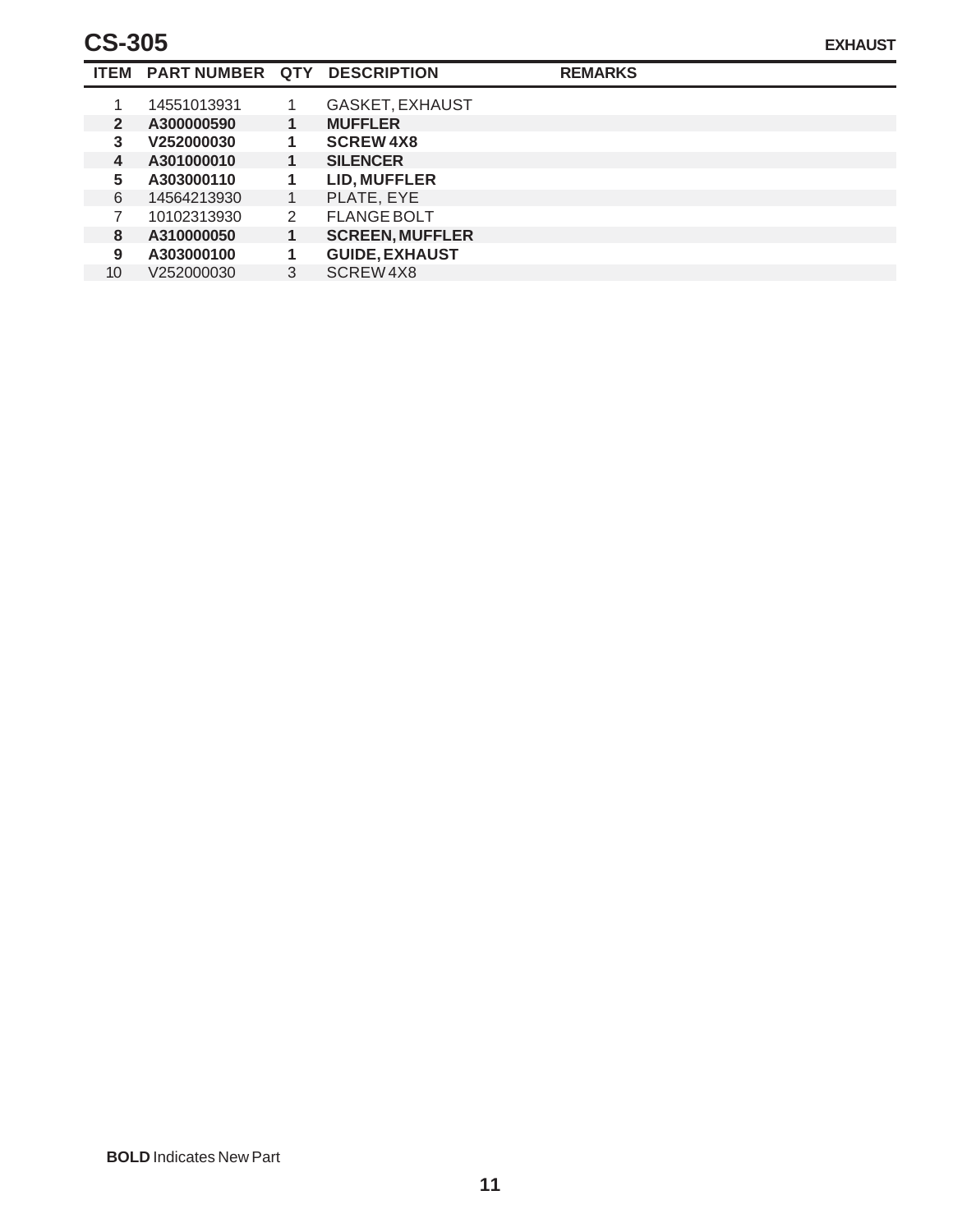# CS-305

**EXHAUST**

| ITEM | PART NUMBER | QTY | DESCRIPTION | REMARKS |
|---|---|---|---|---|
| 1 | 14551013931 | 1 | GASKET, EXHAUST | |
| **2** | **A300000590** | **1** | **MUFFLER** | |
| **3** | **V252000030** | **1** | **SCREW 4X8** | |
| **4** | **A301000010** | **1** | **SILENCER** | |
| **5** | **A303000110** | **1** | **LID, MUFFLER** | |
| 6 | 14564213930 | 1 | PLATE, EYE | |
| 7 | 10102313930 | 2 | FLANGE BOLT | |
| **8** | **A310000050** | **1** | **SCREEN, MUFFLER** | |
| **9** | **A303000100** | **1** | **GUIDE, EXHAUST** | |
| 10 | V252000030 | 3 | SCREW 4X8 | |

**BOLD** Indicates New Part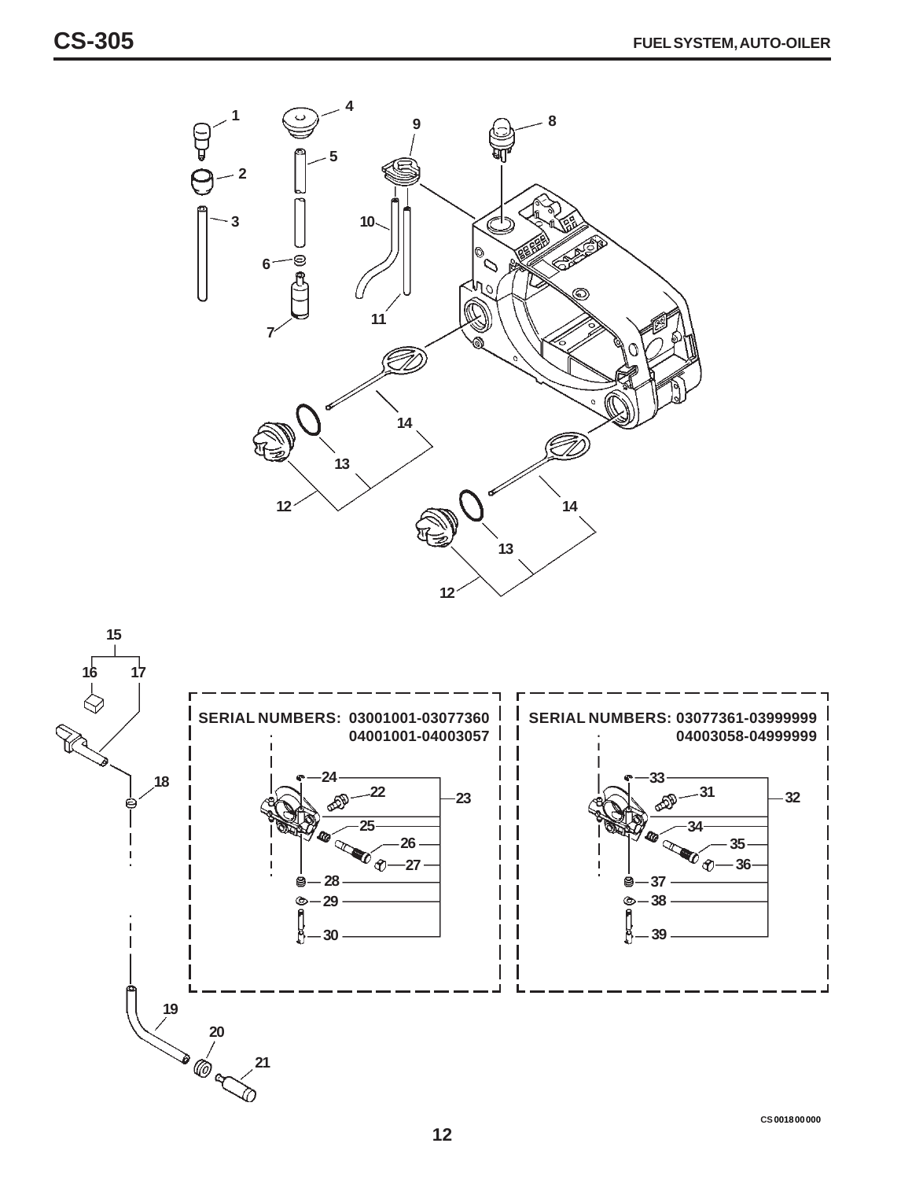# FUEL SYSTEM, AUTO-OILER

1 2 3 4 5 6 7 8 9 10 11 12 13 14 15 16 17 18 19 20 21

**SERIAL NUMBERS: 03001001-03077360**
**04001001-04003057**

22 23 24 25 26 27 28 29 30

**SERIAL NUMBERS: 03077361-03999999**
**04003058-04999999**

31 32 33 34 35 36 37 38 39

CS001800000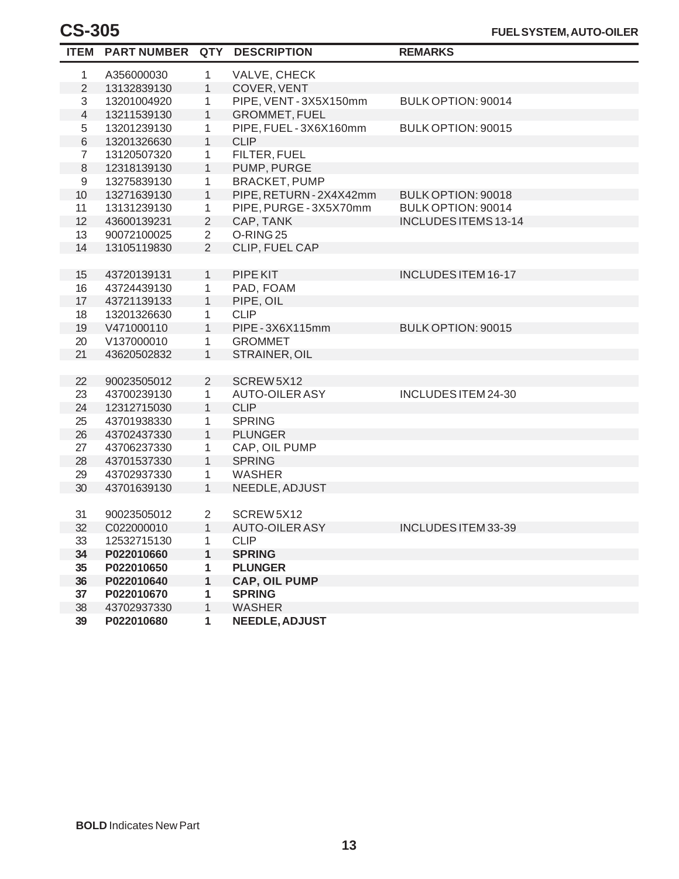# CS-305

## FUEL SYSTEM, AUTO-OILER

| ITEM | PART NUMBER | QTY | DESCRIPTION | REMARKS |
|---|---|---|---|---|
| 1 | A356000030 | 1 | VALVE, CHECK | |
| 2 | 13132839130 | 1 | COVER, VENT | |
| 3 | 13201004920 | 1 | PIPE, VENT - 3X5X150mm | BULK OPTION: 90014 |
| 4 | 13211539130 | 1 | GROMMET, FUEL | |
| 5 | 13201239130 | 1 | PIPE, FUEL - 3X6X160mm | BULK OPTION: 90015 |
| 6 | 13201326630 | 1 | CLIP | |
| 7 | 13120507320 | 1 | FILTER, FUEL | |
| 8 | 12318139130 | 1 | PUMP, PURGE | |
| 9 | 13275839130 | 1 | BRACKET, PUMP | |
| 10 | 13271639130 | 1 | PIPE, RETURN - 2X4X42mm | BULK OPTION: 90018 |
| 11 | 13131239130 | 1 | PIPE, PURGE - 3X5X70mm | BULK OPTION: 90014 |
| 12 | 43600139231 | 2 | CAP, TANK | INCLUDES ITEMS 13-14 |
| 13 | 90072100025 | 2 | O-RING 25 | |
| 14 | 13105119830 | 2 | CLIP, FUEL CAP | |
| | | | | |
| 15 | 43720139131 | 1 | PIPE KIT | INCLUDES ITEM 16-17 |
| 16 | 43724439130 | 1 | PAD, FOAM | |
| 17 | 43721139133 | 1 | PIPE, OIL | |
| 18 | 13201326630 | 1 | CLIP | |
| 19 | V471000110 | 1 | PIPE - 3X6X115mm | BULK OPTION: 90015 |
| 20 | V137000010 | 1 | GROMMET | |
| 21 | 43620502832 | 1 | STRAINER, OIL | |
| | | | | |
| 22 | 90023505012 | 2 | SCREW 5X12 | |
| 23 | 43700239130 | 1 | AUTO-OILER ASY | INCLUDES ITEM 24-30 |
| 24 | 12312715030 | 1 | CLIP | |
| 25 | 43701938330 | 1 | SPRING | |
| 26 | 43702437330 | 1 | PLUNGER | |
| 27 | 43706237330 | 1 | CAP, OIL PUMP | |
| 28 | 43701537330 | 1 | SPRING | |
| 29 | 43702937330 | 1 | WASHER | |
| 30 | 43701639130 | 1 | NEEDLE, ADJUST | |
| | | | | |
| 31 | 90023505012 | 2 | SCREW 5X12 | |
| 32 | C022000010 | 1 | AUTO-OILER ASY | INCLUDES ITEM 33-39 |
| 33 | 12532715130 | 1 | CLIP | |
| **34** | **P022010660** | **1** | **SPRING** | |
| **35** | **P022010650** | **1** | **PLUNGER** | |
| **36** | **P022010640** | **1** | **CAP, OIL PUMP** | |
| **37** | **P022010670** | **1** | **SPRING** | |
| 38 | 43702937330 | 1 | WASHER | |
| **39** | **P022010680** | **1** | **NEEDLE, ADJUST** | |

**BOLD** Indicates New Part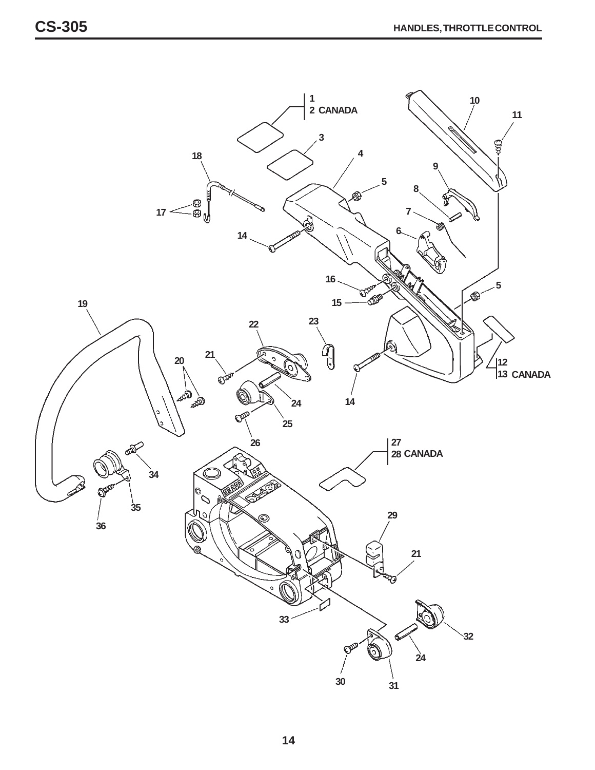## HANDLES, THROTTLE CONTROL

1
2 CANADA

3

4

5

6

7

8

9

10

11

12
13 CANADA

14

15

16

17

18

19

20

21

22

23

24

25

26

27
28 CANADA

29

30

31

32

33

34

35

36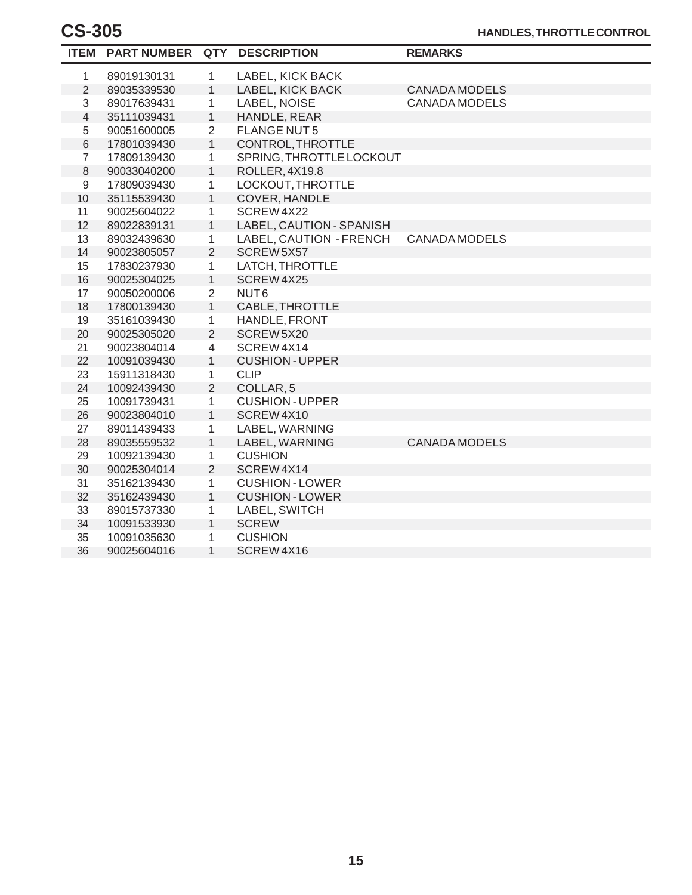# CS-305

## HANDLES, THROTTLE CONTROL

| ITEM | PART NUMBER | QTY | DESCRIPTION | REMARKS |
|---|---|---|---|---|
| 1 | 89019130131 | 1 | LABEL, KICK BACK | |
| 2 | 89035339530 | 1 | LABEL, KICK BACK | CANADA MODELS |
| 3 | 89017639431 | 1 | LABEL, NOISE | CANADA MODELS |
| 4 | 35111039431 | 1 | HANDLE, REAR | |
| 5 | 90051600005 | 2 | FLANGE NUT 5 | |
| 6 | 17801039430 | 1 | CONTROL, THROTTLE | |
| 7 | 17809139430 | 1 | SPRING, THROTTLE LOCKOUT | |
| 8 | 90033040200 | 1 | ROLLER, 4X19.8 | |
| 9 | 17809039430 | 1 | LOCKOUT, THROTTLE | |
| 10 | 35115539430 | 1 | COVER, HANDLE | |
| 11 | 90025604022 | 1 | SCREW 4X22 | |
| 12 | 89022839131 | 1 | LABEL, CAUTION - SPANISH | |
| 13 | 89032439630 | 1 | LABEL, CAUTION - FRENCH | CANADA MODELS |
| 14 | 90023805057 | 2 | SCREW 5X57 | |
| 15 | 17830237930 | 1 | LATCH, THROTTLE | |
| 16 | 90025304025 | 1 | SCREW 4X25 | |
| 17 | 90050200006 | 2 | NUT 6 | |
| 18 | 17800139430 | 1 | CABLE, THROTTLE | |
| 19 | 35161039430 | 1 | HANDLE, FRONT | |
| 20 | 90025305020 | 2 | SCREW 5X20 | |
| 21 | 90023804014 | 4 | SCREW 4X14 | |
| 22 | 10091039430 | 1 | CUSHION - UPPER | |
| 23 | 15911318430 | 1 | CLIP | |
| 24 | 10092439430 | 2 | COLLAR, 5 | |
| 25 | 10091739431 | 1 | CUSHION - UPPER | |
| 26 | 90023804010 | 1 | SCREW 4X10 | |
| 27 | 89011439433 | 1 | LABEL, WARNING | |
| 28 | 89035559532 | 1 | LABEL, WARNING | CANADA MODELS |
| 29 | 10092139430 | 1 | CUSHION | |
| 30 | 90025304014 | 2 | SCREW 4X14 | |
| 31 | 35162139430 | 1 | CUSHION - LOWER | |
| 32 | 35162439430 | 1 | CUSHION - LOWER | |
| 33 | 89015737330 | 1 | LABEL, SWITCH | |
| 34 | 10091533930 | 1 | SCREW | |
| 35 | 10091035630 | 1 | CUSHION | |
| 36 | 90025604016 | 1 | SCREW 4X16 | |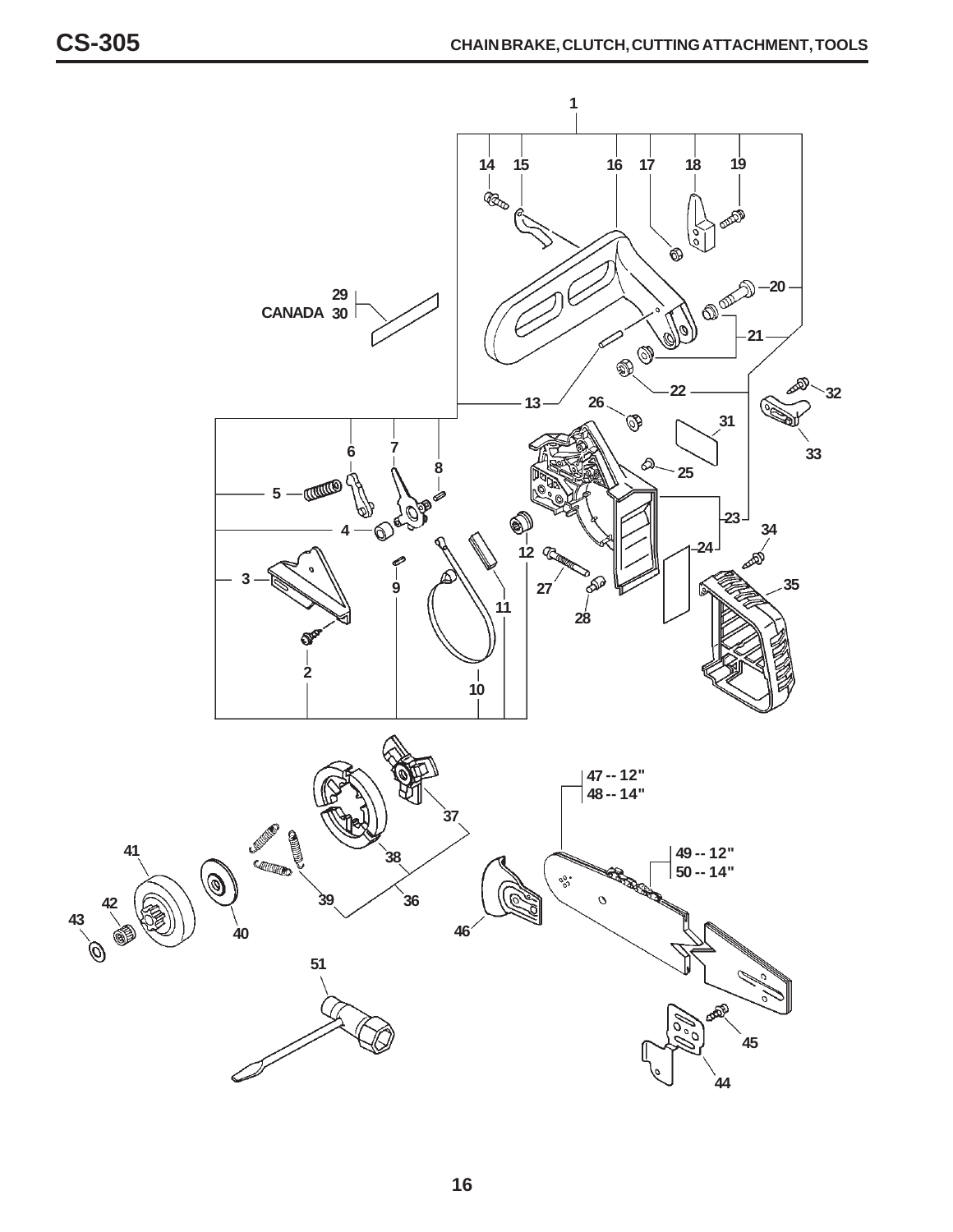# CS-305

## CHAIN BRAKE, CLUTCH, CUTTING ATTACHMENT, TOOLS

1

14 15 16 17 18 19

20

29
CANADA 30

21

22

13

26

32

31

33

6 7

8

5

25

23

4

12

34

24

3

9

27

35

28

11

2

10

37

47 -- 12"
48 -- 14"

41

38

49 -- 12"
50 -- 14"

42

39

36

43

40

46

51

45

44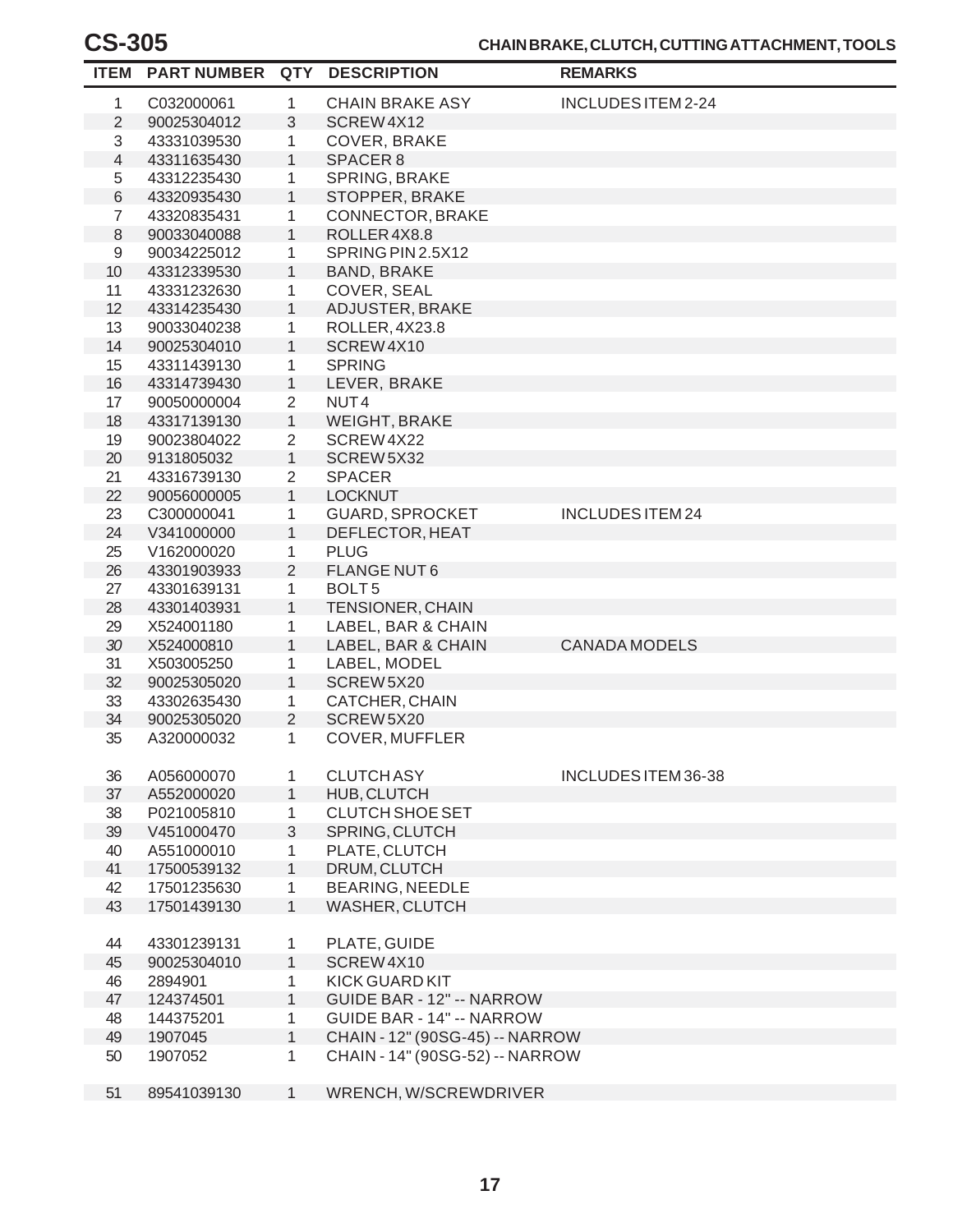# CS-305

## CHAIN BRAKE, CLUTCH, CUTTING ATTACHMENT, TOOLS

| ITEM | PART NUMBER | QTY | DESCRIPTION | REMARKS |
|---|---|---|---|---|
| 1 | C032000061 | 1 | CHAIN BRAKE ASY | INCLUDES ITEM 2-24 |
| 2 | 90025304012 | 3 | SCREW 4X12 | |
| 3 | 43331039530 | 1 | COVER, BRAKE | |
| 4 | 43311635430 | 1 | SPACER 8 | |
| 5 | 43312235430 | 1 | SPRING, BRAKE | |
| 6 | 43320935430 | 1 | STOPPER, BRAKE | |
| 7 | 43320835431 | 1 | CONNECTOR, BRAKE | |
| 8 | 90033040088 | 1 | ROLLER 4X8.8 | |
| 9 | 90034225012 | 1 | SPRING PIN 2.5X12 | |
| 10 | 43312339530 | 1 | BAND, BRAKE | |
| 11 | 43331232630 | 1 | COVER, SEAL | |
| 12 | 43314235430 | 1 | ADJUSTER, BRAKE | |
| 13 | 90033040238 | 1 | ROLLER, 4X23.8 | |
| 14 | 90025304010 | 1 | SCREW 4X10 | |
| 15 | 43311439130 | 1 | SPRING | |
| 16 | 43314739430 | 1 | LEVER, BRAKE | |
| 17 | 90050000004 | 2 | NUT 4 | |
| 18 | 43317139130 | 1 | WEIGHT, BRAKE | |
| 19 | 90023804022 | 2 | SCREW 4X22 | |
| 20 | 9131805032 | 1 | SCREW 5X32 | |
| 21 | 43316739130 | 2 | SPACER | |
| 22 | 90056000005 | 1 | LOCKNUT | |
| 23 | C300000041 | 1 | GUARD, SPROCKET | INCLUDES ITEM 24 |
| 24 | V341000000 | 1 | DEFLECTOR, HEAT | |
| 25 | V162000020 | 1 | PLUG | |
| 26 | 43301903933 | 2 | FLANGE NUT 6 | |
| 27 | 43301639131 | 1 | BOLT 5 | |
| 28 | 43301403931 | 1 | TENSIONER, CHAIN | |
| 29 | X524001180 | 1 | LABEL, BAR & CHAIN | |
| 30 | X524000810 | 1 | LABEL, BAR & CHAIN | CANADA MODELS |
| 31 | X503005250 | 1 | LABEL, MODEL | |
| 32 | 90025305020 | 1 | SCREW 5X20 | |
| 33 | 43302635430 | 1 | CATCHER, CHAIN | |
| 34 | 90025305020 | 2 | SCREW 5X20 | |
| 35 | A320000032 | 1 | COVER, MUFFLER | |
| 36 | A056000070 | 1 | CLUTCH ASY | INCLUDES ITEM 36-38 |
| 37 | A552000020 | 1 | HUB, CLUTCH | |
| 38 | P021005810 | 1 | CLUTCH SHOE SET | |
| 39 | V451000470 | 3 | SPRING, CLUTCH | |
| 40 | A551000010 | 1 | PLATE, CLUTCH | |
| 41 | 17500539132 | 1 | DRUM, CLUTCH | |
| 42 | 17501235630 | 1 | BEARING, NEEDLE | |
| 43 | 17501439130 | 1 | WASHER, CLUTCH | |
| 44 | 43301239131 | 1 | PLATE, GUIDE | |
| 45 | 90025304010 | 1 | SCREW 4X10 | |
| 46 | 2894901 | 1 | KICK GUARD KIT | |
| 47 | 124374501 | 1 | GUIDE BAR - 12" -- NARROW | |
| 48 | 144375201 | 1 | GUIDE BAR - 14" -- NARROW | |
| 49 | 1907045 | 1 | CHAIN - 12" (90SG-45) -- NARROW | |
| 50 | 1907052 | 1 | CHAIN - 14" (90SG-52) -- NARROW | |
| 51 | 89541039130 | 1 | WRENCH, W/SCREWDRIVER | |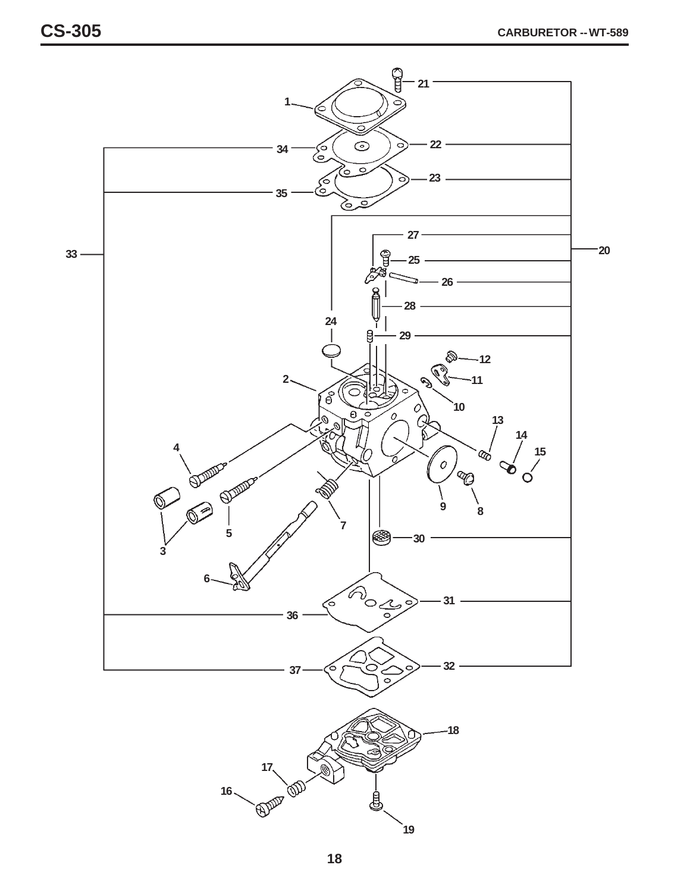# CARBURETOR -- WT-589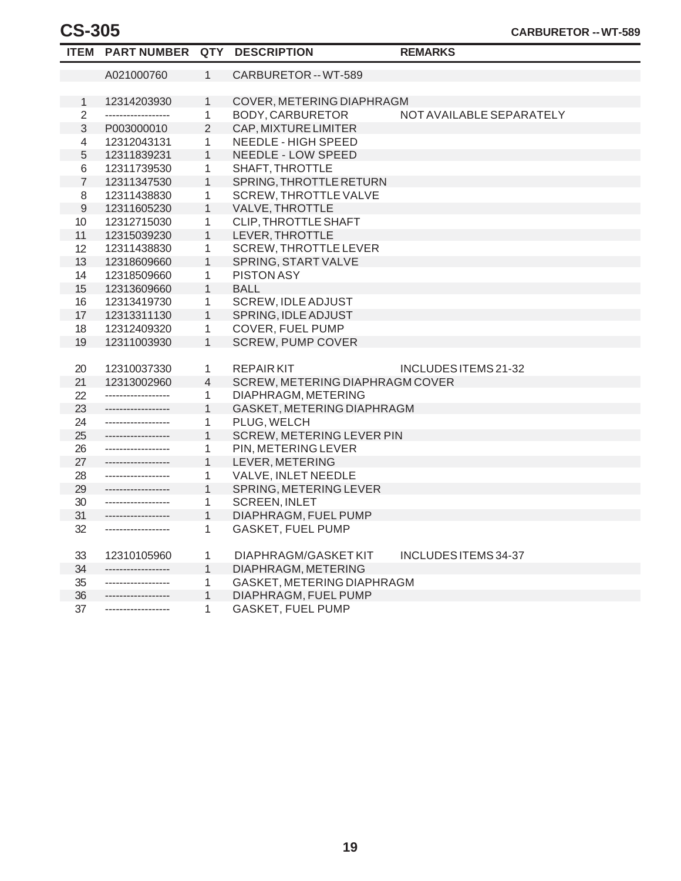# CS-305

**CARBURETOR -- WT-589**

| ITEM | PART NUMBER | QTY | DESCRIPTION | REMARKS |
|---|---|---|---|---|
| | A021000760 | 1 | CARBURETOR -- WT-589 | |
| 1 | 12314203930 | 1 | COVER, METERING DIAPHRAGM | |
| 2 | ------------------ | 1 | BODY, CARBURETOR | NOT AVAILABLE SEPARATELY |
| 3 | P003000010 | 2 | CAP, MIXTURE LIMITER | |
| 4 | 12312043131 | 1 | NEEDLE - HIGH SPEED | |
| 5 | 12311839231 | 1 | NEEDLE - LOW SPEED | |
| 6 | 12311739530 | 1 | SHAFT, THROTTLE | |
| 7 | 12311347530 | 1 | SPRING, THROTTLE RETURN | |
| 8 | 12311438830 | 1 | SCREW, THROTTLE VALVE | |
| 9 | 12311605230 | 1 | VALVE, THROTTLE | |
| 10 | 12312715030 | 1 | CLIP, THROTTLE SHAFT | |
| 11 | 12315039230 | 1 | LEVER, THROTTLE | |
| 12 | 12311438830 | 1 | SCREW, THROTTLE LEVER | |
| 13 | 12318609660 | 1 | SPRING, START VALVE | |
| 14 | 12318509660 | 1 | PISTON ASY | |
| 15 | 12313609660 | 1 | BALL | |
| 16 | 12313419730 | 1 | SCREW, IDLE ADJUST | |
| 17 | 12313311130 | 1 | SPRING, IDLE ADJUST | |
| 18 | 12312409320 | 1 | COVER, FUEL PUMP | |
| 19 | 12311003930 | 1 | SCREW, PUMP COVER | |
| 20 | 12310037330 | 1 | REPAIR KIT | INCLUDES ITEMS 21-32 |
| 21 | 12313002960 | 4 | SCREW, METERING DIAPHRAGM COVER | |
| 22 | ------------------ | 1 | DIAPHRAGM, METERING | |
| 23 | ------------------ | 1 | GASKET, METERING DIAPHRAGM | |
| 24 | ------------------ | 1 | PLUG, WELCH | |
| 25 | ------------------ | 1 | SCREW, METERING LEVER PIN | |
| 26 | ------------------ | 1 | PIN, METERING LEVER | |
| 27 | ------------------ | 1 | LEVER, METERING | |
| 28 | ------------------ | 1 | VALVE, INLET NEEDLE | |
| 29 | ------------------ | 1 | SPRING, METERING LEVER | |
| 30 | ------------------ | 1 | SCREEN, INLET | |
| 31 | ------------------ | 1 | DIAPHRAGM, FUEL PUMP | |
| 32 | ------------------ | 1 | GASKET, FUEL PUMP | |
| 33 | 12310105960 | 1 | DIAPHRAGM/GASKET KIT | INCLUDES ITEMS 34-37 |
| 34 | ------------------ | 1 | DIAPHRAGM, METERING | |
| 35 | ------------------ | 1 | GASKET, METERING DIAPHRAGM | |
| 36 | ------------------ | 1 | DIAPHRAGM, FUEL PUMP | |
| 37 | ------------------ | 1 | GASKET, FUEL PUMP | |